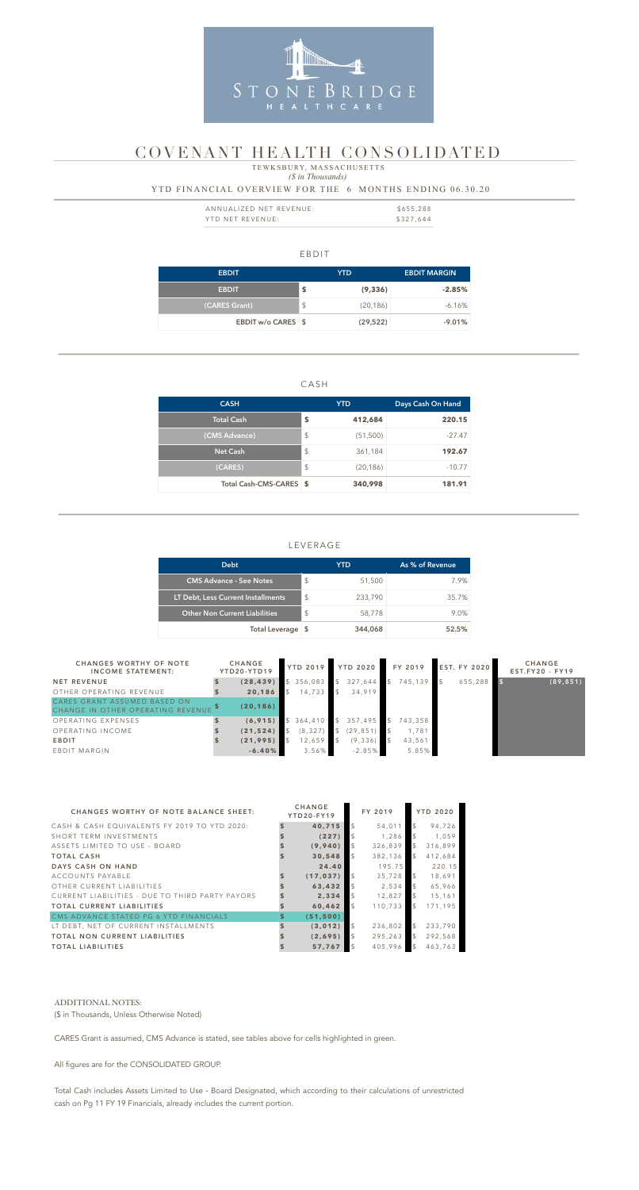STONEBRIDGE HEALTHCARE

# COVENANT HEALTH CONSOLIDATED

TEWKSBURY, MASSACHUSETTS
*($ in Thousands)*

YTD FINANCIAL OVERVIEW FOR THE 6 MONTHS ENDING 06.30.20

| | |
|---|---|
| ANNUALIZED NET REVENUE: | $655,288 |
| YTD NET REVENUE: | $327,644 |

## EBDIT

| EBDIT | YTD | EBDIT MARGIN |
|---|---|---|
| EBDIT | $ (9,336) | -2.85% |
| (CARES Grant) | $ (20,186) | -6.16% |
| EBDIT w/o CARES | $ (29,522) | -9.01% |

## CASH

| CASH | YTD | Days Cash On Hand |
|---|---|---|
| Total Cash | $ 412,684 | 220.15 |
| (CMS Advance) | $ (51,500) | -27.47 |
| Net Cash | $ 361,184 | 192.67 |
| (CARES) | $ (20,186) | -10.77 |
| Total Cash-CMS-CARES | $ 340,998 | 181.91 |

## LEVERAGE

| Debt | YTD | As % of Revenue |
|---|---|---|
| CMS Advance - See Notes | $ 51,500 | 7.9% |
| LT Debt, Less Current Installments | $ 233,790 | 35.7% |
| Other Non Current Liabilities | $ 58,778 | 9.0% |
| Total Leverage | $ 344,068 | 52.5% |

| CHANGES WORTHY OF NOTE INCOME STATEMENT: | CHANGE YTD20-YTD19 | YTD 2019 | YTD 2020 | FY 2019 | EST. FY 2020 | CHANGE EST.FY20 - FY19 |
|---|---|---|---|---|---|---|
| NET REVENUE | $ (28,439) | $ 356,083 | $ 327,644 | $ 745,139 | $ 655,288 | $ (89,851) |
| OTHER OPERATING REVENUE | $ 20,186 | $ 14,733 | $ 34,919 | | | |
| CARES GRANT ASSUMED BASED ON CHANGE IN OTHER OPERATING REVENUE | $ (20,186) | | | | | |
| OPERATING EXPENSES | $ (6,915) | $ 364,410 | $ 357,495 | $ 743,358 | | |
| OPERATING INCOME | $ (21,524) | $ (8,327) | $ (29,851) | $ 1,781 | | |
| EBDIT | $ (21,995) | $ 12,659 | $ (9,336) | $ 43,561 | | |
| EBDIT MARGIN | -6.40% | 3.56% | -2.85% | 5.85% | | |

| CHANGES WORTHY OF NOTE BALANCE SHEET: | CHANGE YTD20-FY19 | FY 2019 | YTD 2020 |
|---|---|---|---|
| CASH & CASH EQUIVALENTS FY 2019 TO YTD 2020: | $ 40,715 | $ 54,011 | $ 94,726 |
| SHORT TERM INVESTMENTS | $ (227) | $ 1,286 | $ 1,059 |
| ASSETS LIMITED TO USE - BOARD | $ (9,940) | $ 326,839 | $ 316,899 |
| TOTAL CASH | $ 30,548 | $ 382,136 | $ 412,684 |
| DAYS CASH ON HAND | 24.40 | 195.75 | 220.15 |
| ACCOUNTS PAYABLE | $ (17,037) | $ 35,728 | $ 18,691 |
| OTHER CURRENT LIABILITIES | $ 63,432 | $ 2,534 | $ 65,966 |
| CURRENT LIABILITIES - DUE TO THIRD PARTY PAYORS | $ 2,334 | $ 12,827 | $ 15,161 |
| TOTAL CURRENT LIABILITIES | $ 60,462 | $ 110,733 | $ 171,195 |
| CMS ADVANCE STATED PG 6 YTD FINANCIALS | $ (51,500) | | |
| LT DEBT, NET OF CURRENT INSTALLMENTS | $ (3,012) | $ 236,802 | $ 233,790 |
| TOTAL NON CURRENT LIABILITIES | $ (2,695) | $ 295,263 | $ 292,568 |
| TOTAL LIABILITIES | $ 57,767 | $ 405,996 | $ 463,763 |

ADDITIONAL NOTES:
($ in Thousands, Unless Otherwise Noted)

CARES Grant is assumed, CMS Advance is stated, see tables above for cells highlighted in green.

All figures are for the CONSOLIDATED GROUP.

Total Cash includes Assets Limited to Use - Board Designated, which according to their calculations of unrestricted cash on Pg 11 FY 19 Financials, already includes the current portion.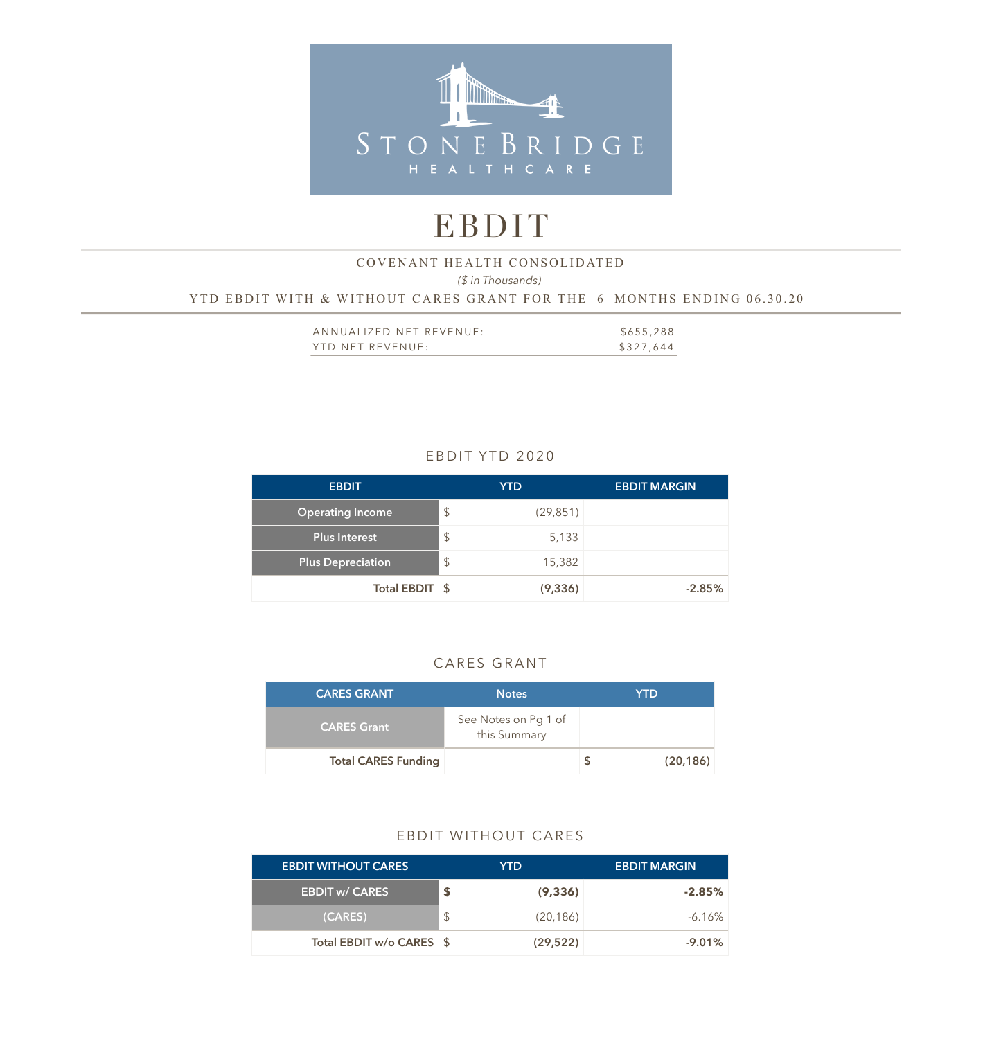STONE BRIDGE
HEALTHCARE

# EBDIT

COVENANT HEALTH CONSOLIDATED

*($ in Thousands)*

YTD EBDIT WITH & WITHOUT CARES GRANT FOR THE 6 MONTHS ENDING 06.30.20

| | |
|---|---|
| ANNUALIZED NET REVENUE: | $655,288 |
| YTD NET REVENUE: | $327,644 |

## EBDIT YTD 2020

| EBDIT | | YTD | EBDIT MARGIN |
|---|---|---|---|
| Operating Income | $ | (29,851) | |
| Plus Interest | $ | 5,133 | |
| Plus Depreciation | $ | 15,382 | |
| **Total EBDIT** | **$** | **(9,336)** | **-2.85%** |

## CARES GRANT

| CARES GRANT | Notes | | YTD |
|---|---|---|---|
| CARES Grant | See Notes on Pg 1 of this Summary | | |
| **Total CARES Funding** | | **$** | **(20,186)** |

## EBDIT WITHOUT CARES

| EBDIT WITHOUT CARES | | YTD | EBDIT MARGIN |
|---|---|---|---|
| **EBDIT w/ CARES** | **$** | **(9,336)** | **-2.85%** |
| (CARES) | $ | (20,186) | -6.16% |
| **Total EBDIT w/o CARES** | **$** | **(29,522)** | **-9.01%** |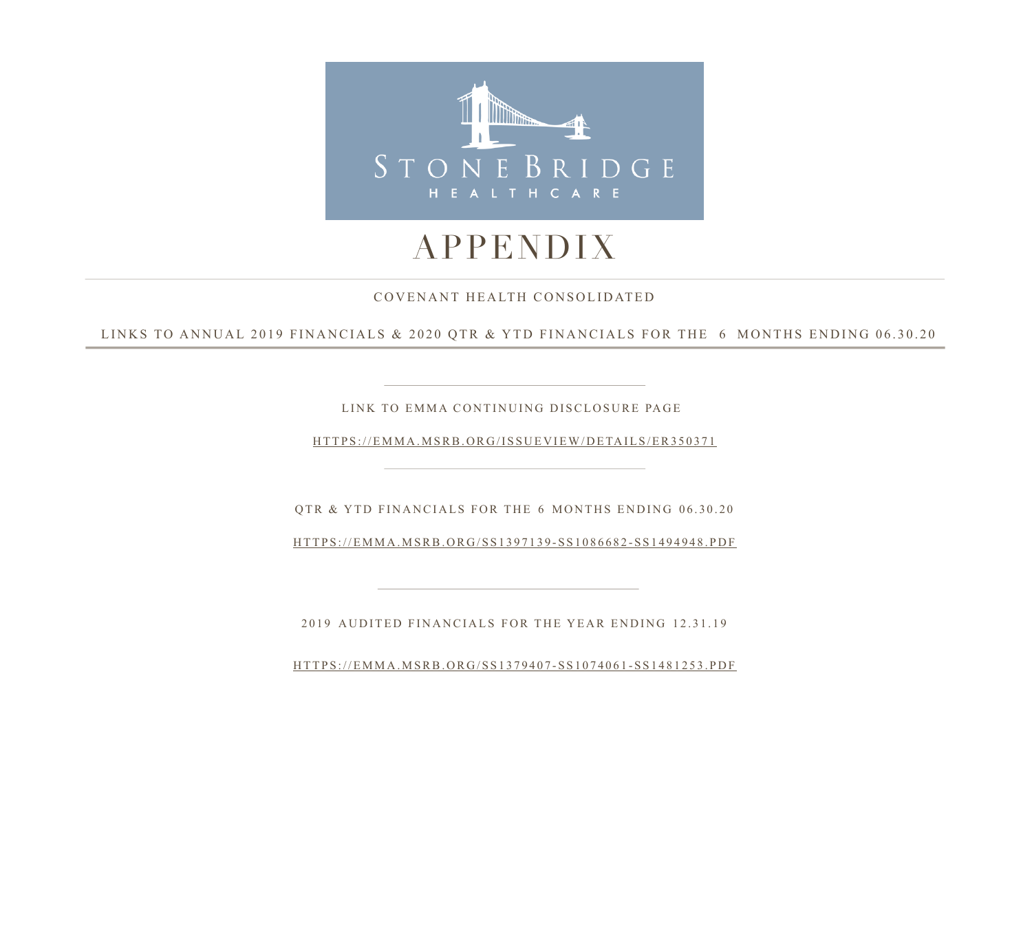STONEBRIDGE
HEALTHCARE

# APPENDIX

COVENANT HEALTH CONSOLIDATED

LINKS TO ANNUAL 2019 FINANCIALS & 2020 QTR & YTD FINANCIALS FOR THE 6 MONTHS ENDING 06.30.20

---

LINK TO EMMA CONTINUING DISCLOSURE PAGE

HTTPS://EMMA.MSRB.ORG/ISSUEVIEW/DETAILS/ER350371

---

QTR & YTD FINANCIALS FOR THE 6 MONTHS ENDING 06.30.20

HTTPS://EMMA.MSRB.ORG/SS1397139-SS1086682-SS1494948.PDF

---

2019 AUDITED FINANCIALS FOR THE YEAR ENDING 12.31.19

HTTPS://EMMA.MSRB.ORG/SS1379407-SS1074061-SS1481253.PDF